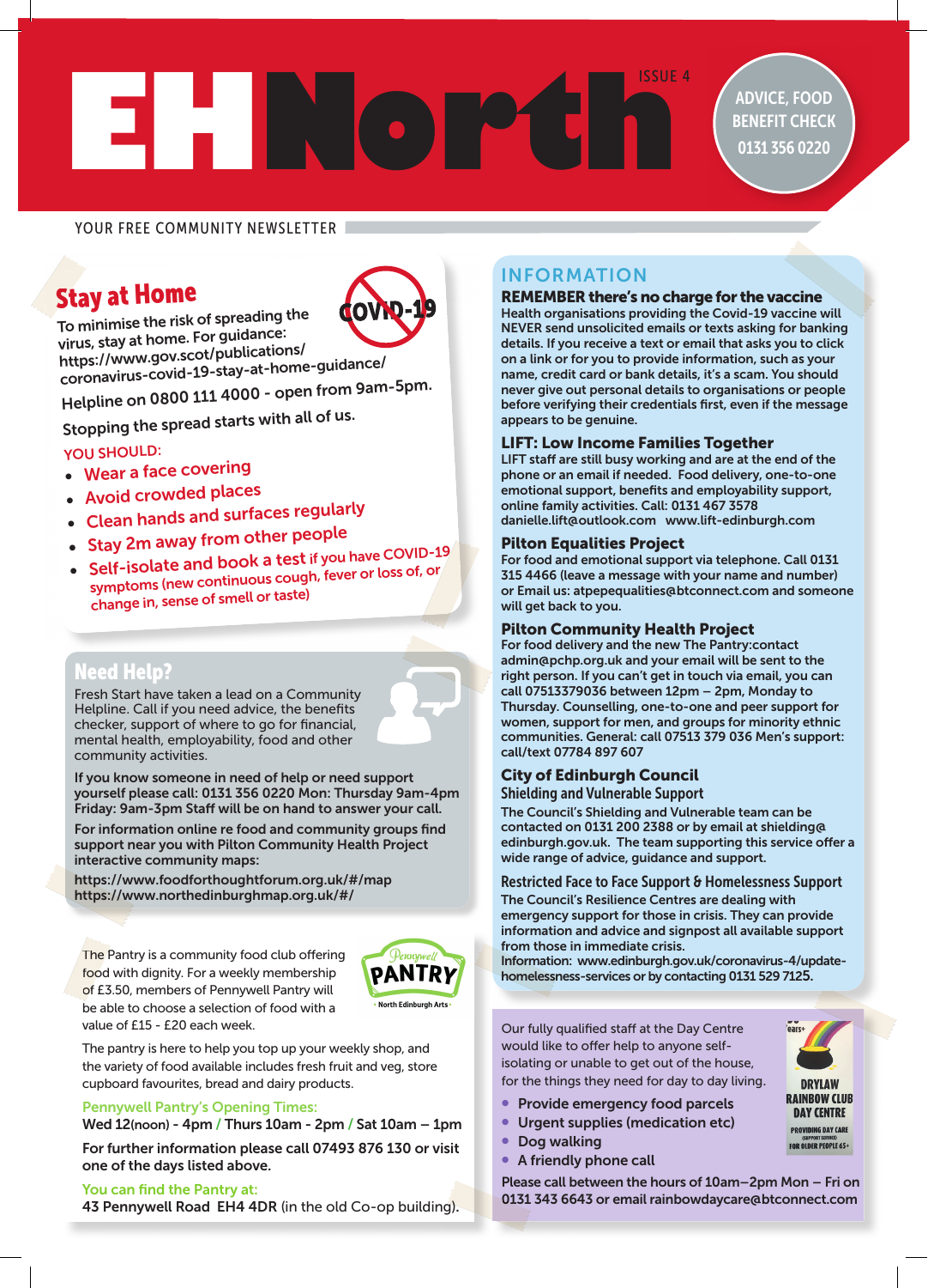# EH North

ISSUE 4

ADVICE, FOOD BENEFIT CHECK 0131 356 0220

YOUR FREE COMMUNITY NEWSLETTER

## Stay at Home

COVID-19

To minimise the risk of spreading the virus, stay at home. For guidance: https://www.gov.scot/publications/coronavirus-covid-19-stay-at-home-guidance/

Helpline on 0800 111 4000 - open from 9am-5pm.

Stopping the spread starts with all of us.

YOU SHOULD:

- Wear a face covering
- Avoid crowded places
- Clean hands and surfaces regularly
- Stay 2m away from other people
- Self-isolate and book a test if you have COVID-19 symptoms (new continuous cough, fever or loss of, or change in, sense of smell or taste)

## Need Help?

Fresh Start have taken a lead on a Community Helpline. Call if you need advice, the benefits checker, support of where to go for financial, mental health, employability, food and other community activities.

**If you know someone in need of help or need support yourself please call: 0131 356 0220 Mon: Thursday 9am-4pm Friday: 9am-3pm Staff will be on hand to answer your call.**

**For information online re food and community groups find support near you with Pilton Community Health Project interactive community maps:**

**https://www.foodforthoughtforum.org.uk/#/map**
**https://www.northedinburghmap.org.uk/#/**

Pennywell PANTRY - North Edinburgh Arts -

The Pantry is a community food club offering food with dignity. For a weekly membership of £3.50, members of Pennywell Pantry will be able to choose a selection of food with a value of £15 - £20 each week.

The pantry is here to help you top up your weekly shop, and the variety of food available includes fresh fruit and veg, store cupboard favourites, bread and dairy products.

Pennywell Pantry's Opening Times:
**Wed 12(noon) - 4pm / Thurs 10am - 2pm / Sat 10am – 1pm**

**For further information please call 07493 876 130 or visit one of the days listed above.**

You can find the Pantry at:
**43 Pennywell Road EH4 4DR** (in the old Co-op building).

## INFORMATION

### REMEMBER there's no charge for the vaccine

Health organisations providing the Covid-19 vaccine will NEVER send unsolicited emails or texts asking for banking details. If you receive a text or email that asks you to click on a link or for you to provide information, such as your name, credit card or bank details, it's a scam. You should never give out personal details to organisations or people before verifying their credentials first, even if the message appears to be genuine.

### LIFT: Low Income Families Together

LIFT staff are still busy working and are at the end of the phone or an email if needed. Food delivery, one-to-one emotional support, benefits and employability support, online family activities. Call: 0131 467 3578 danielle.lift@outlook.com www.lift-edinburgh.com

### Pilton Equalities Project

For food and emotional support via telephone. Call 0131 315 4466 (leave a message with your name and number) or Email us: atpepequalities@btconnect.com and someone will get back to you.

### Pilton Community Health Project

For food delivery and the new The Pantry:contact admin@pchp.org.uk and your email will be sent to the right person. If you can't get in touch via email, you can call 07513379036 between 12pm – 2pm, Monday to Thursday. Counselling, one-to-one and peer support for women, support for men, and groups for minority ethnic communities. General: call 07513 379 036 Men's support: call/text 07784 897 607

### City of Edinburgh Council

#### Shielding and Vulnerable Support

The Council's Shielding and Vulnerable team can be contacted on 0131 200 2388 or by email at shielding@edinburgh.gov.uk. The team supporting this service offer a wide range of advice, guidance and support.

#### Restricted Face to Face Support & Homelessness Support

The Council's Resilience Centres are dealing with emergency support for those in crisis. They can provide information and advice and signpost all available support from those in immediate crisis.
Information: www.edinburgh.gov.uk/coronavirus-4/update-homelessness-services or by contacting 0131 529 7125.

DRYLAW RAINBOW CLUB DAY CENTRE — PROVIDING DAY CARE (SUPPORT SERVICE) FOR OLDER PEOPLE 65+

Our fully qualified staff at the Day Centre would like to offer help to anyone self-isolating or unable to get out of the house, for the things they need for day to day living.

- Provide emergency food parcels
- Urgent supplies (medication etc)
- Dog walking
- A friendly phone call

Please call between the hours of 10am–2pm Mon – Fri on 0131 343 6643 or email rainbowdaycare@btconnect.com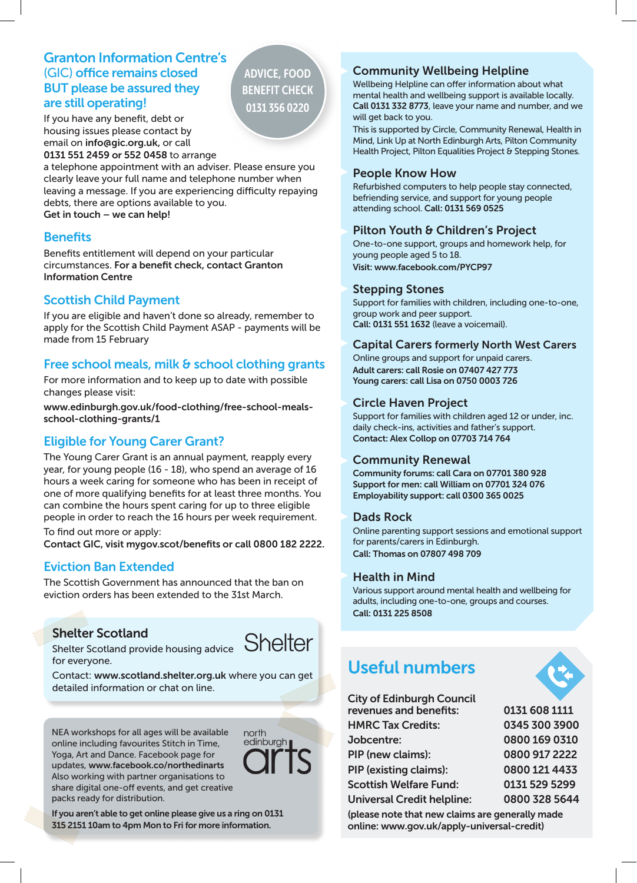## Granton Information Centre's (GIC) office remains closed BUT please be assured they are still operating!

ADVICE, FOOD BENEFIT CHECK 0131 356 0220

If you have any benefit, debt or housing issues please contact by email on **info@gic.org.uk**, or call **0131 551 2459 or 552 0458** to arrange a telephone appointment with an adviser. Please ensure you clearly leave your full name and telephone number when leaving a message. If you are experiencing difficulty repaying debts, there are options available to you.
**Get in touch – we can help!**

## Benefits

Benefits entitlement will depend on your particular circumstances. **For a benefit check, contact Granton Information Centre**

## Scottish Child Payment

If you are eligible and haven't done so already, remember to apply for the Scottish Child Payment ASAP - payments will be made from 15 February

## Free school meals, milk & school clothing grants

For more information and to keep up to date with possible changes please visit:

**www.edinburgh.gov.uk/food-clothing/free-school-meals-school-clothing-grants/1**

## Eligible for Young Carer Grant?

The Young Carer Grant is an annual payment, reapply every year, for young people (16 - 18), who spend an average of 16 hours a week caring for someone who has been in receipt of one of more qualifying benefits for at least three months. You can combine the hours spent caring for up to three eligible people in order to reach the 16 hours per week requirement.

To find out more or apply:
**Contact GIC, visit mygov.scot/benefits or call 0800 182 2222.**

## Eviction Ban Extended

The Scottish Government has announced that the ban on eviction orders has been extended to the 31st March.

### Shelter Scotland

Shelter

Shelter Scotland provide housing advice for everyone.

Contact: **www.scotland.shelter.org.uk** where you can get detailed information or chat on line.

north edinburgh arts

NEA workshops for all ages will be available online including favourites Stitch in Time, Yoga, Art and Dance. Facebook page for updates, **www.facebook.co/northedinarts** Also working with partner organisations to share digital one-off events, and get creative packs ready for distribution.

**If you aren't able to get online please give us a ring on 0131 315 2151 10am to 4pm Mon to Fri for more information.**

### Community Wellbeing Helpline

Wellbeing Helpline can offer information about what mental health and wellbeing support is available locally. **Call 0131 332 8773**, leave your name and number, and we will get back to you.

This is supported by Circle, Community Renewal, Health in Mind, Link Up at North Edinburgh Arts, Pilton Community Health Project, Pilton Equalities Project & Stepping Stones.

### People Know How

Refurbished computers to help people stay connected, befriending service, and support for young people attending school. **Call: 0131 569 0525**

### Pilton Youth & Children's Project

One-to-one support, groups and homework help, for young people aged 5 to 18.
**Visit: www.facebook.com/PYCP97**

### Stepping Stones

Support for families with children, including one-to-one, group work and peer support.
**Call: 0131 551 1632** (leave a voicemail).

### Capital Carers formerly North West Carers

Online groups and support for unpaid carers.
**Adult carers: call Rosie on 07407 427 773**
**Young carers: call Lisa on 0750 0003 726**

### Circle Haven Project

Support for families with children aged 12 or under, inc. daily check-ins, activities and father's support.
**Contact: Alex Collop on 07703 714 764**

### Community Renewal

**Community forums: call Cara on 07701 380 928**
**Support for men: call William on 07701 324 076**
**Employability support: call 0300 365 0025**

### Dads Rock

Online parenting support sessions and emotional support for parents/carers in Edinburgh.
**Call: Thomas on 07807 498 709**

### Health in Mind

Various support around mental health and wellbeing for adults, including one-to-one, groups and courses.
**Call: 0131 225 8508**

## Useful numbers

| | |
|---|---|
| City of Edinburgh Council revenues and benefits: | 0131 608 1111 |
| HMRC Tax Credits: | 0345 300 3900 |
| Jobcentre: | 0800 169 0310 |
| PIP (new claims): | 0800 917 2222 |
| PIP (existing claims): | 0800 121 4433 |
| Scottish Welfare Fund: | 0131 529 5299 |
| Universal Credit helpline: | 0800 328 5644 |

(please note that new claims are generally made online: www.gov.uk/apply-universal-credit)